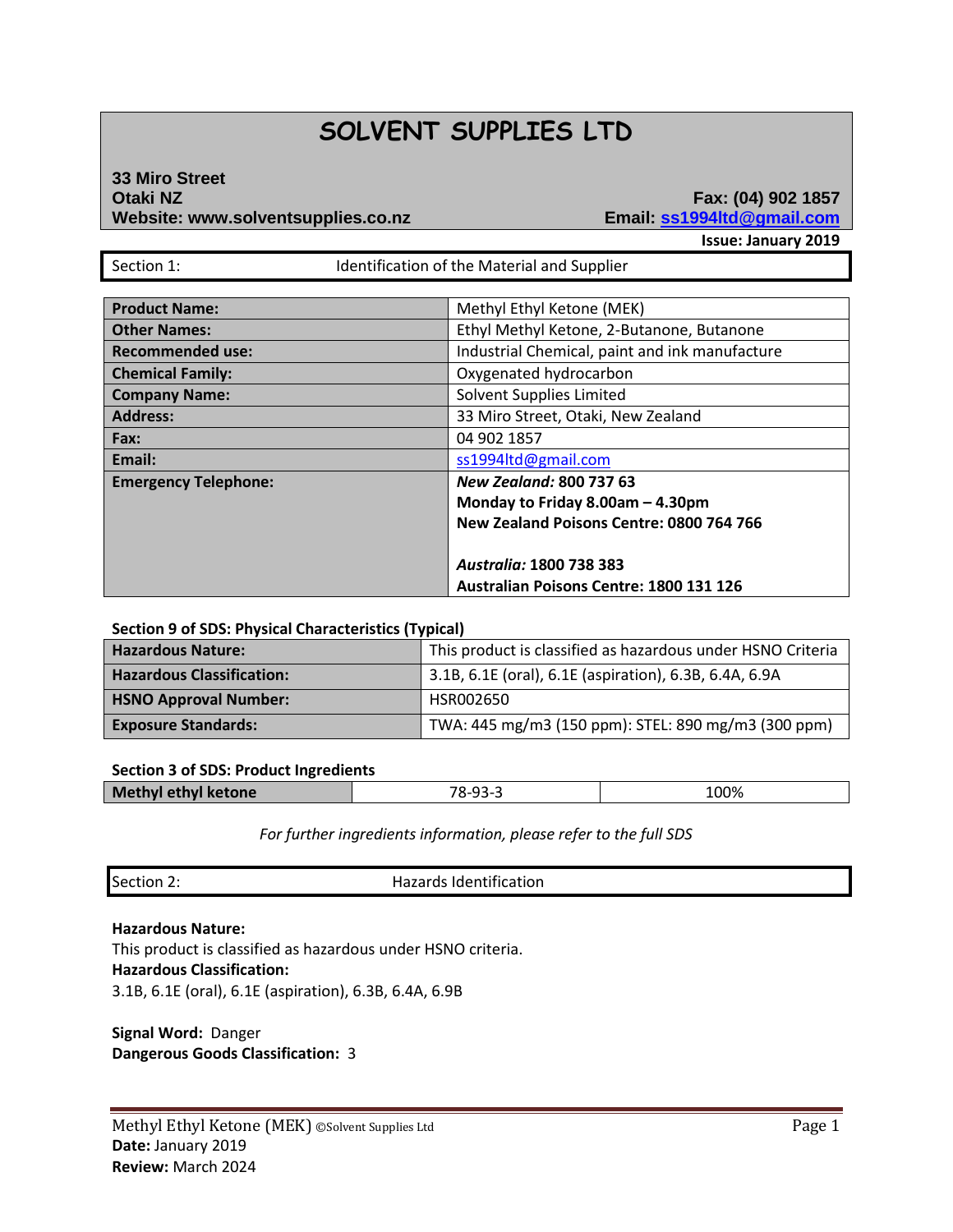# SOLVENT SUPPLIES LTD

**33 Miro Street**
**Otaki NZ**
**Website: www.solventsupplies.co.nz**

**Fax: (04) 902 1857**
**Email: ss1994ltd@gmail.com**

**Issue: January 2019**

## Section 1: Identification of the Material and Supplier

| | |
|---|---|
| **Product Name:** | Methyl Ethyl Ketone (MEK) |
| **Other Names:** | Ethyl Methyl Ketone, 2-Butanone, Butanone |
| **Recommended use:** | Industrial Chemical, paint and ink manufacture |
| **Chemical Family:** | Oxygenated hydrocarbon |
| **Company Name:** | Solvent Supplies Limited |
| **Address:** | 33 Miro Street, Otaki, New Zealand |
| **Fax:** | 04 902 1857 |
| **Email:** | ss1994ltd@gmail.com |
| **Emergency Telephone:** | ***New Zealand:* 800 737 63**<br>**Monday to Friday 8.00am – 4.30pm**<br>**New Zealand Poisons Centre: 0800 764 766**<br><br>***Australia:* 1800 738 383**<br>**Australian Poisons Centre: 1800 131 126** |

**Section 9 of SDS: Physical Characteristics (Typical)**

| | |
|---|---|
| **Hazardous Nature:** | This product is classified as hazardous under HSNO Criteria |
| **Hazardous Classification:** | 3.1B, 6.1E (oral), 6.1E (aspiration), 6.3B, 6.4A, 6.9A |
| **HSNO Approval Number:** | HSR002650 |
| **Exposure Standards:** | TWA: 445 mg/m3 (150 ppm): STEL: 890 mg/m3 (300 ppm) |

**Section 3 of SDS: Product Ingredients**

| | | |
|---|---|---|
| **Methyl ethyl ketone** | 78-93-3 | 100% |

*For further ingredients information, please refer to the full SDS*

## Section 2: Hazards Identification

**Hazardous Nature:**
This product is classified as hazardous under HSNO criteria.
**Hazardous Classification:**
3.1B, 6.1E (oral), 6.1E (aspiration), 6.3B, 6.4A, 6.9B

**Signal Word:** Danger
**Dangerous Goods Classification:** 3

Methyl Ethyl Ketone (MEK) ©Solvent Supplies Ltd
**Date:** January 2019
**Review:** March 2024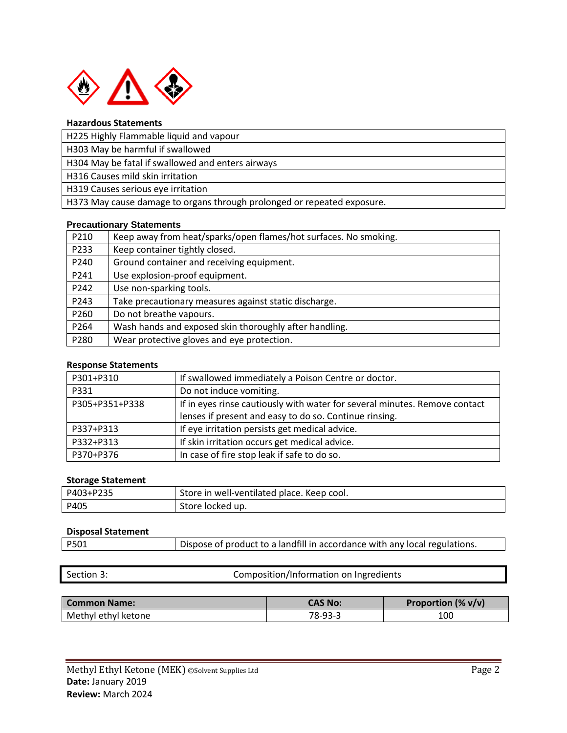### Hazardous Statements

| H225 Highly Flammable liquid and vapour |
|---|
| H303 May be harmful if swallowed |
| H304 May be fatal if swallowed and enters airways |
| H316 Causes mild skin irritation |
| H319 Causes serious eye irritation |
| H373 May cause damage to organs through prolonged or repeated exposure. |

### Precautionary Statements

| P210 | Keep away from heat/sparks/open flames/hot surfaces. No smoking. |
|---|---|
| P233 | Keep container tightly closed. |
| P240 | Ground container and receiving equipment. |
| P241 | Use explosion-proof equipment. |
| P242 | Use non-sparking tools. |
| P243 | Take precautionary measures against static discharge. |
| P260 | Do not breathe vapours. |
| P264 | Wash hands and exposed skin thoroughly after handling. |
| P280 | Wear protective gloves and eye protection. |

### Response Statements

| P301+P310 | If swallowed immediately a Poison Centre or doctor. |
|---|---|
| P331 | Do not induce vomiting. |
| P305+P351+P338 | If in eyes rinse cautiously with water for several minutes. Remove contact lenses if present and easy to do so. Continue rinsing. |
| P337+P313 | If eye irritation persists get medical advice. |
| P332+P313 | If skin irritation occurs get medical advice. |
| P370+P376 | In case of fire stop leak if safe to do so. |

### Storage Statement

| P403+P235 | Store in well-ventilated place. Keep cool. |
|---|---|
| P405 | Store locked up. |

### Disposal Statement

| P501 | Dispose of product to a landfill in accordance with any local regulations. |
|---|---|

## Section 3: Composition/Information on Ingredients

| Common Name: | CAS No: | Proportion (% v/v) |
|---|---|---|
| Methyl ethyl ketone | 78-93-3 | 100 |

Methyl Ethyl Ketone (MEK) ©Solvent Supplies Ltd
**Date:** January 2019
**Review:** March 2024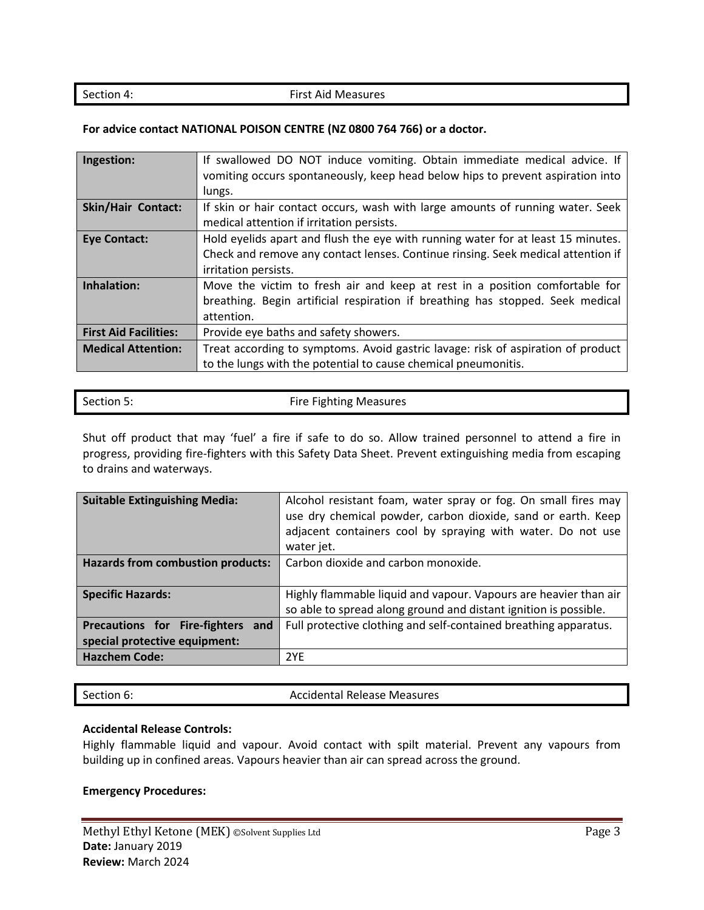## Section 4: First Aid Measures

**For advice contact NATIONAL POISON CENTRE (NZ 0800 764 766) or a doctor.**

| | |
|---|---|
| **Ingestion:** | If swallowed DO NOT induce vomiting. Obtain immediate medical advice. If vomiting occurs spontaneously, keep head below hips to prevent aspiration into lungs. |
| **Skin/Hair Contact:** | If skin or hair contact occurs, wash with large amounts of running water. Seek medical attention if irritation persists. |
| **Eye Contact:** | Hold eyelids apart and flush the eye with running water for at least 15 minutes. Check and remove any contact lenses. Continue rinsing. Seek medical attention if irritation persists. |
| **Inhalation:** | Move the victim to fresh air and keep at rest in a position comfortable for breathing. Begin artificial respiration if breathing has stopped. Seek medical attention. |
| **First Aid Facilities:** | Provide eye baths and safety showers. |
| **Medical Attention:** | Treat according to symptoms. Avoid gastric lavage: risk of aspiration of product to the lungs with the potential to cause chemical pneumonitis. |

## Section 5: Fire Fighting Measures

Shut off product that may 'fuel' a fire if safe to do so. Allow trained personnel to attend a fire in progress, providing fire-fighters with this Safety Data Sheet. Prevent extinguishing media from escaping to drains and waterways.

| | |
|---|---|
| **Suitable Extinguishing Media:** | Alcohol resistant foam, water spray or fog. On small fires may use dry chemical powder, carbon dioxide, sand or earth. Keep adjacent containers cool by spraying with water. Do not use water jet. |
| **Hazards from combustion products:** | Carbon dioxide and carbon monoxide. |
| **Specific Hazards:** | Highly flammable liquid and vapour. Vapours are heavier than air so able to spread along ground and distant ignition is possible. |
| **Precautions for Fire-fighters and special protective equipment:** | Full protective clothing and self-contained breathing apparatus. |
| **Hazchem Code:** | 2YE |

## Section 6: Accidental Release Measures

**Accidental Release Controls:**
Highly flammable liquid and vapour. Avoid contact with spilt material. Prevent any vapours from building up in confined areas. Vapours heavier than air can spread across the ground.

**Emergency Procedures:**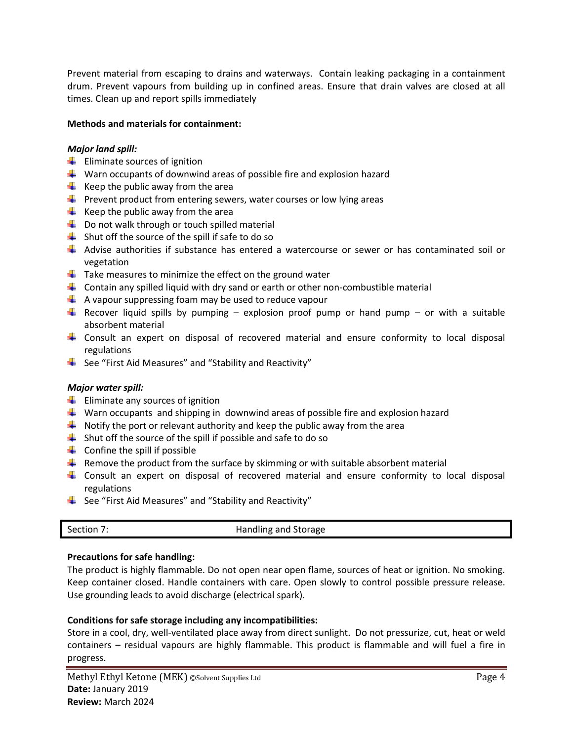Prevent material from escaping to drains and waterways. Contain leaking packaging in a containment drum. Prevent vapours from building up in confined areas. Ensure that drain valves are closed at all times. Clean up and report spills immediately

**Methods and materials for containment:**

***Major land spill:***

- Eliminate sources of ignition
- Warn occupants of downwind areas of possible fire and explosion hazard
- Keep the public away from the area
- Prevent product from entering sewers, water courses or low lying areas
- Keep the public away from the area
- Do not walk through or touch spilled material
- Shut off the source of the spill if safe to do so
- Advise authorities if substance has entered a watercourse or sewer or has contaminated soil or vegetation
- Take measures to minimize the effect on the ground water
- Contain any spilled liquid with dry sand or earth or other non-combustible material
- A vapour suppressing foam may be used to reduce vapour
- Recover liquid spills by pumping – explosion proof pump or hand pump – or with a suitable absorbent material
- Consult an expert on disposal of recovered material and ensure conformity to local disposal regulations
- See "First Aid Measures" and "Stability and Reactivity"

***Major water spill:***

- Eliminate any sources of ignition
- Warn occupants and shipping in downwind areas of possible fire and explosion hazard
- Notify the port or relevant authority and keep the public away from the area
- Shut off the source of the spill if possible and safe to do so
- Confine the spill if possible
- Remove the product from the surface by skimming or with suitable absorbent material
- Consult an expert on disposal of recovered material and ensure conformity to local disposal regulations
- See "First Aid Measures" and "Stability and Reactivity"

## Section 7: Handling and Storage

**Precautions for safe handling:**
The product is highly flammable. Do not open near open flame, sources of heat or ignition. No smoking. Keep container closed. Handle containers with care. Open slowly to control possible pressure release. Use grounding leads to avoid discharge (electrical spark).

**Conditions for safe storage including any incompatibilities:**
Store in a cool, dry, well-ventilated place away from direct sunlight. Do not pressurize, cut, heat or weld containers – residual vapours are highly flammable. This product is flammable and will fuel a fire in progress.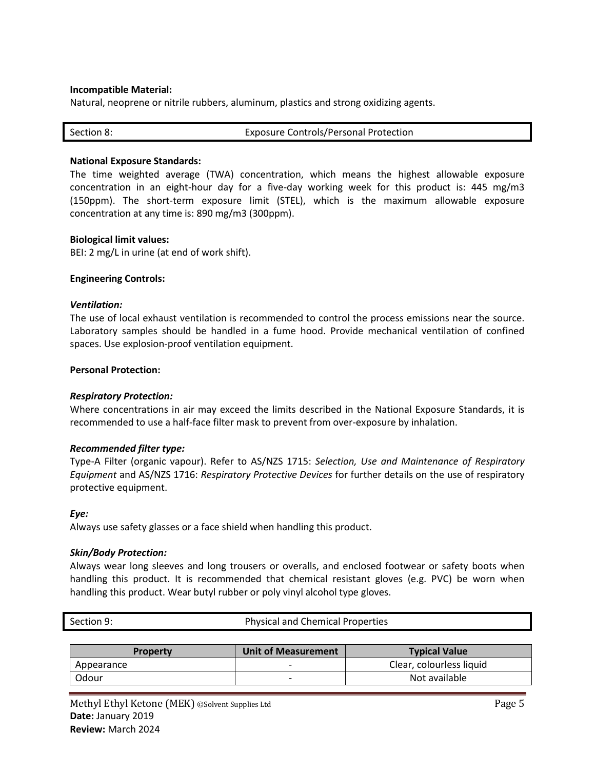**Incompatible Material:**
Natural, neoprene or nitrile rubbers, aluminum, plastics and strong oxidizing agents.

## Section 8: Exposure Controls/Personal Protection

**National Exposure Standards:**
The time weighted average (TWA) concentration, which means the highest allowable exposure concentration in an eight-hour day for a five-day working week for this product is: 445 mg/m3 (150ppm). The short-term exposure limit (STEL), which is the maximum allowable exposure concentration at any time is: 890 mg/m3 (300ppm).

**Biological limit values:**
BEI: 2 mg/L in urine (at end of work shift).

**Engineering Controls:**

***Ventilation:***
The use of local exhaust ventilation is recommended to control the process emissions near the source. Laboratory samples should be handled in a fume hood. Provide mechanical ventilation of confined spaces. Use explosion-proof ventilation equipment.

**Personal Protection:**

***Respiratory Protection:***
Where concentrations in air may exceed the limits described in the National Exposure Standards, it is recommended to use a half-face filter mask to prevent from over-exposure by inhalation.

***Recommended filter type:***
Type-A Filter (organic vapour). Refer to AS/NZS 1715: *Selection, Use and Maintenance of Respiratory Equipment* and AS/NZS 1716: *Respiratory Protective Devices* for further details on the use of respiratory protective equipment.

***Eye:***
Always use safety glasses or a face shield when handling this product.

***Skin/Body Protection:***
Always wear long sleeves and long trousers or overalls, and enclosed footwear or safety boots when handling this product. It is recommended that chemical resistant gloves (e.g. PVC) be worn when handling this product. Wear butyl rubber or poly vinyl alcohol type gloves.

## Section 9: Physical and Chemical Properties

| Property | Unit of Measurement | Typical Value |
|---|---|---|
| Appearance | - | Clear, colourless liquid |
| Odour | - | Not available |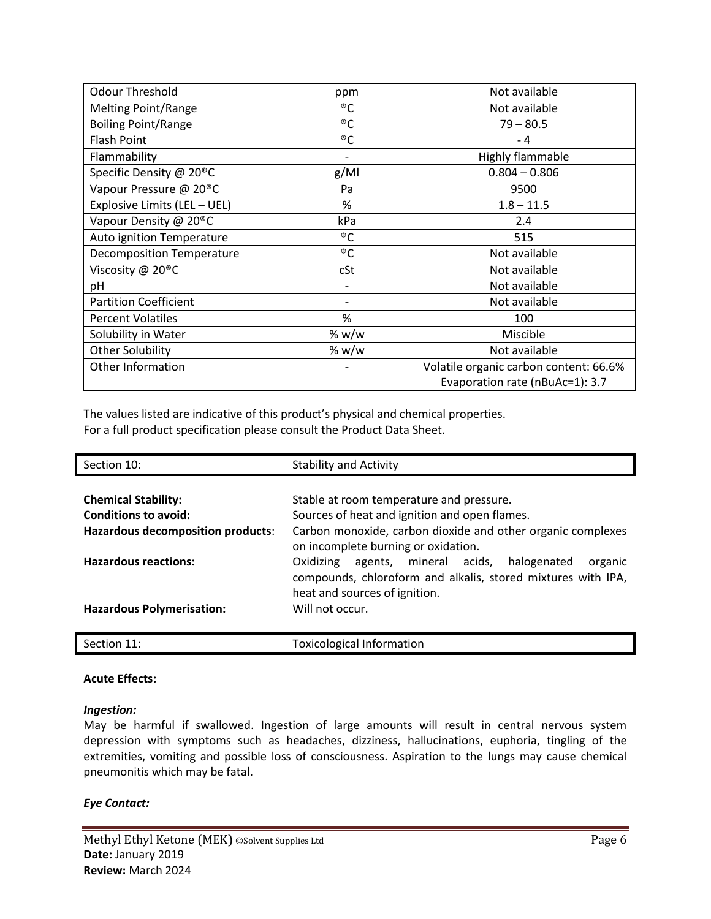| Odour Threshold | ppm | Not available |
|---|---|---|
| Melting Point/Range | ®C | Not available |
| Boiling Point/Range | ®C | 79 – 80.5 |
| Flash Point | ®C | - 4 |
| Flammability | - | Highly flammable |
| Specific Density @ 20®C | g/Ml | 0.804 – 0.806 |
| Vapour Pressure @ 20®C | Pa | 9500 |
| Explosive Limits (LEL – UEL) | % | 1.8 – 11.5 |
| Vapour Density @ 20®C | kPa | 2.4 |
| Auto ignition Temperature | ®C | 515 |
| Decomposition Temperature | ®C | Not available |
| Viscosity @ 20®C | cSt | Not available |
| pH | - | Not available |
| Partition Coefficient | - | Not available |
| Percent Volatiles | % | 100 |
| Solubility in Water | % w/w | Miscible |
| Other Solubility | % w/w | Not available |
| Other Information | - | Volatile organic carbon content: 66.6%<br>Evaporation rate (nBuAc=1): 3.7 |

The values listed are indicative of this product's physical and chemical properties.
For a full product specification please consult the Product Data Sheet.

## Section 10: Stability and Activity

**Chemical Stability:** Stable at room temperature and pressure.

**Conditions to avoid:** Sources of heat and ignition and open flames.

**Hazardous decomposition products**: Carbon monoxide, carbon dioxide and other organic complexes on incomplete burning or oxidation.

**Hazardous reactions:** Oxidizing agents, mineral acids, halogenated organic compounds, chloroform and alkalis, stored mixtures with IPA, heat and sources of ignition.

**Hazardous Polymerisation:** Will not occur.

## Section 11: Toxicological Information

**Acute Effects:**

***Ingestion:***
May be harmful if swallowed. Ingestion of large amounts will result in central nervous system depression with symptoms such as headaches, dizziness, hallucinations, euphoria, tingling of the extremities, vomiting and possible loss of consciousness. Aspiration to the lungs may cause chemical pneumonitis which may be fatal.

***Eye Contact:***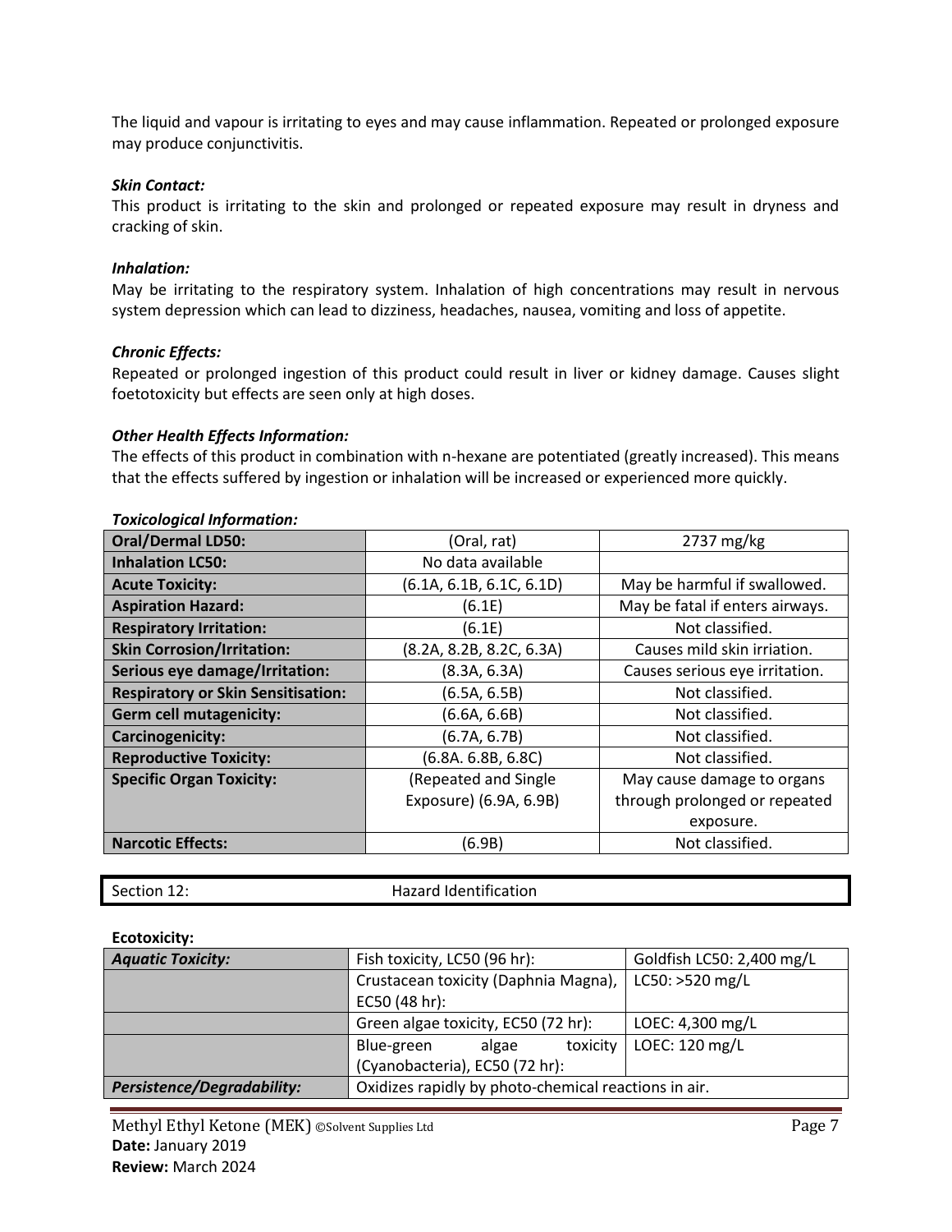The liquid and vapour is irritating to eyes and may cause inflammation. Repeated or prolonged exposure may produce conjunctivitis.

***Skin Contact:***
This product is irritating to the skin and prolonged or repeated exposure may result in dryness and cracking of skin.

***Inhalation:***
May be irritating to the respiratory system. Inhalation of high concentrations may result in nervous system depression which can lead to dizziness, headaches, nausea, vomiting and loss of appetite.

***Chronic Effects:***
Repeated or prolonged ingestion of this product could result in liver or kidney damage. Causes slight foetotoxicity but effects are seen only at high doses.

***Other Health Effects Information:***
The effects of this product in combination with n-hexane are potentiated (greatly increased). This means that the effects suffered by ingestion or inhalation will be increased or experienced more quickly.

***Toxicological Information:***

| | | |
|---|---|---|
| **Oral/Dermal LD50:** | (Oral, rat) | 2737 mg/kg |
| **Inhalation LC50:** | No data available | |
| **Acute Toxicity:** | (6.1A, 6.1B, 6.1C, 6.1D) | May be harmful if swallowed. |
| **Aspiration Hazard:** | (6.1E) | May be fatal if enters airways. |
| **Respiratory Irritation:** | (6.1E) | Not classified. |
| **Skin Corrosion/Irritation:** | (8.2A, 8.2B, 8.2C, 6.3A) | Causes mild skin irriation. |
| **Serious eye damage/Irritation:** | (8.3A, 6.3A) | Causes serious eye irritation. |
| **Respiratory or Skin Sensitisation:** | (6.5A, 6.5B) | Not classified. |
| **Germ cell mutagenicity:** | (6.6A, 6.6B) | Not classified. |
| **Carcinogenicity:** | (6.7A, 6.7B) | Not classified. |
| **Reproductive Toxicity:** | (6.8A. 6.8B, 6.8C) | Not classified. |
| **Specific Organ Toxicity:** | (Repeated and Single Exposure) (6.9A, 6.9B) | May cause damage to organs through prolonged or repeated exposure. |
| **Narcotic Effects:** | (6.9B) | Not classified. |

## Section 12: Hazard Identification

**Ecotoxicity:**

| | | |
|---|---|---|
| ***Aquatic Toxicity:*** | Fish toxicity, LC50 (96 hr): | Goldfish LC50: 2,400 mg/L |
| | Crustacean toxicity (Daphnia Magna), EC50 (48 hr): | LC50: >520 mg/L |
| | Green algae toxicity, EC50 (72 hr): | LOEC: 4,300 mg/L |
| | Blue-green algae toxicity (Cyanobacteria), EC50 (72 hr): | LOEC: 120 mg/L |
| ***Persistence/Degradability:*** | Oxidizes rapidly by photo-chemical reactions in air. | |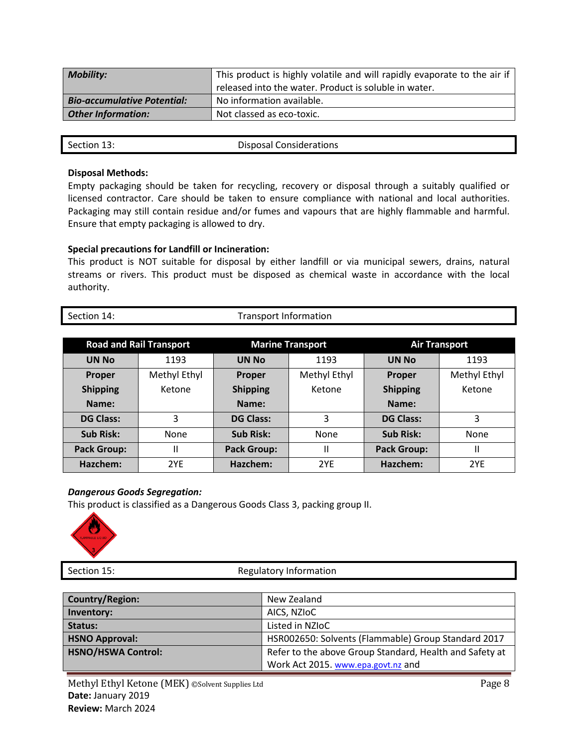| | |
|---|---|
| ***Mobility:*** | This product is highly volatile and will rapidly evaporate to the air if released into the water. Product is soluble in water. |
| ***Bio-accumulative Potential:*** | No information available. |
| ***Other Information:*** | Not classed as eco-toxic. |

## Section 13: Disposal Considerations

**Disposal Methods:**
Empty packaging should be taken for recycling, recovery or disposal through a suitably qualified or licensed contractor. Care should be taken to ensure compliance with national and local authorities. Packaging may still contain residue and/or fumes and vapours that are highly flammable and harmful. Ensure that empty packaging is allowed to dry.

**Special precautions for Landfill or Incineration:**
This product is NOT suitable for disposal by either landfill or via municipal sewers, drains, natural streams or rivers. This product must be disposed as chemical waste in accordance with the local authority.

## Section 14: Transport Information

| Road and Rail Transport | | Marine Transport | | Air Transport | |
|---|---|---|---|---|---|
| **UN No** | 1193 | **UN No** | 1193 | **UN No** | 1193 |
| **Proper Shipping Name:** | Methyl Ethyl Ketone | **Proper Shipping Name:** | Methyl Ethyl Ketone | **Proper Shipping Name:** | Methyl Ethyl Ketone |
| **DG Class:** | 3 | **DG Class:** | 3 | **DG Class:** | 3 |
| **Sub Risk:** | None | **Sub Risk:** | None | **Sub Risk:** | None |
| **Pack Group:** | II | **Pack Group:** | II | **Pack Group:** | II |
| **Hazchem:** | 2YE | **Hazchem:** | 2YE | **Hazchem:** | 2YE |

***Dangerous Goods Segregation:***
This product is classified as a Dangerous Goods Class 3, packing group II.

## Section 15: Regulatory Information

| | |
|---|---|
| **Country/Region:** | New Zealand |
| **Inventory:** | AICS, NZIoC |
| **Status:** | Listed in NZIoC |
| **HSNO Approval:** | HSR002650: Solvents (Flammable) Group Standard 2017 |
| **HSNO/HSWA Control:** | Refer to the above Group Standard, Health and Safety at Work Act 2015. www.epa.govt.nz and |

Methyl Ethyl Ketone (MEK) ©Solvent Supplies Ltd
**Date:** January 2019
**Review:** March 2024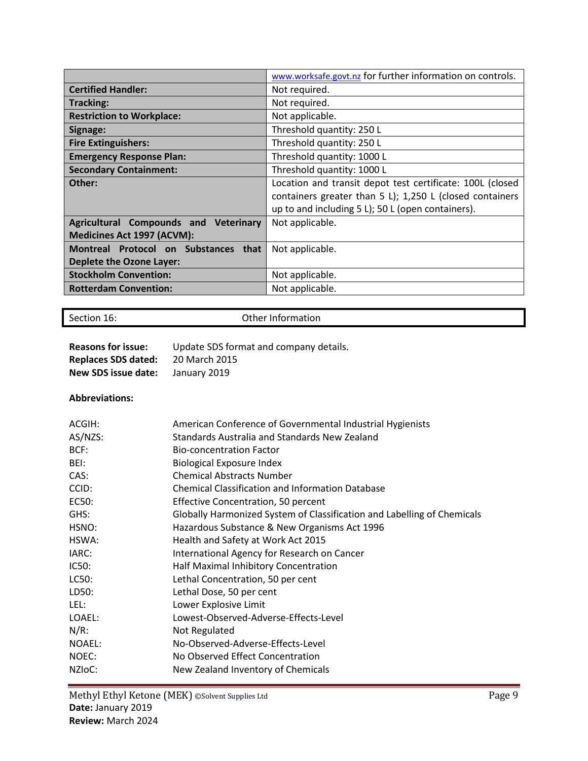| | |
|---|---|
| | www.worksafe.govt.nz for further information on controls. |
| **Certified Handler:** | Not required. |
| **Tracking:** | Not required. |
| **Restriction to Workplace:** | Not applicable. |
| **Signage:** | Threshold quantity: 250 L |
| **Fire Extinguishers:** | Threshold quantity: 250 L |
| **Emergency Response Plan:** | Threshold quantity: 1000 L |
| **Secondary Containment:** | Threshold quantity: 1000 L |
| **Other:** | Location and transit depot test certificate: 100L (closed containers greater than 5 L); 1,250 L (closed containers up to and including 5 L); 50 L (open containers). |
| **Agricultural Compounds and Veterinary Medicines Act 1997 (ACVM):** | Not applicable. |
| **Montreal Protocol on Substances that Deplete the Ozone Layer:** | Not applicable. |
| **Stockholm Convention:** | Not applicable. |
| **Rotterdam Convention:** | Not applicable. |

## Section 16: Other Information

**Reasons for issue:** Update SDS format and company details.
**Replaces SDS dated:** 20 March 2015
**New SDS issue date:** January 2019

**Abbreviations:**

| | |
|---|---|
| ACGIH: | American Conference of Governmental Industrial Hygienists |
| AS/NZS: | Standards Australia and Standards New Zealand |
| BCF: | Bio-concentration Factor |
| BEI: | Biological Exposure Index |
| CAS: | Chemical Abstracts Number |
| CCID: | Chemical Classification and Information Database |
| EC50: | Effective Concentration, 50 percent |
| GHS: | Globally Harmonized System of Classification and Labelling of Chemicals |
| HSNO: | Hazardous Substance & New Organisms Act 1996 |
| HSWA: | Health and Safety at Work Act 2015 |
| IARC: | International Agency for Research on Cancer |
| IC50: | Half Maximal Inhibitory Concentration |
| LC50: | Lethal Concentration, 50 per cent |
| LD50: | Lethal Dose, 50 per cent |
| LEL: | Lower Explosive Limit |
| LOAEL: | Lowest-Observed-Adverse-Effects-Level |
| N/R: | Not Regulated |
| NOAEL: | No-Observed-Adverse-Effects-Level |
| NOEC: | No Observed Effect Concentration |
| NZIoC: | New Zealand Inventory of Chemicals |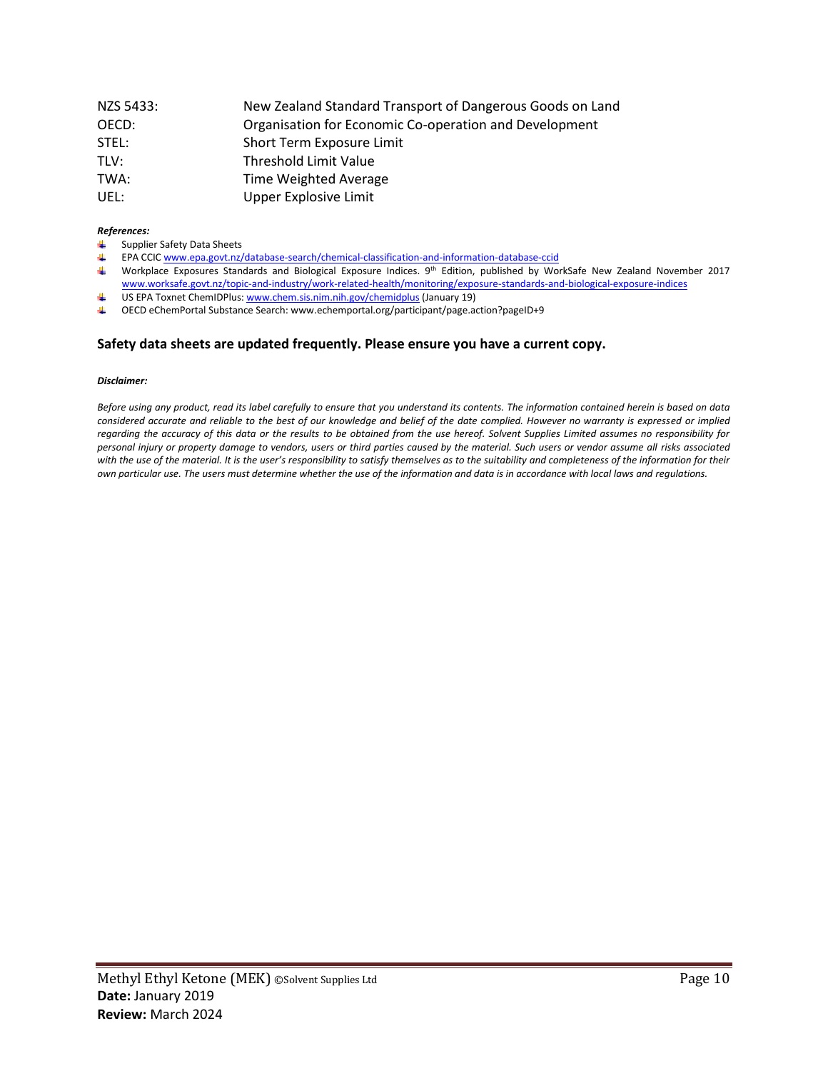| | |
|---|---|
| NZS 5433: | New Zealand Standard Transport of Dangerous Goods on Land |
| OECD: | Organisation for Economic Co-operation and Development |
| STEL: | Short Term Exposure Limit |
| TLV: | Threshold Limit Value |
| TWA: | Time Weighted Average |
| UEL: | Upper Explosive Limit |

***References:***

- Supplier Safety Data Sheets
- EPA CCIC www.epa.govt.nz/database-search/chemical-classification-and-information-database-ccid
- Workplace Exposures Standards and Biological Exposure Indices. 9th Edition, published by WorkSafe New Zealand November 2017 www.worksafe.govt.nz/topic-and-industry/work-related-health/monitoring/exposure-standards-and-biological-exposure-indices
- US EPA Toxnet ChemIDPlus: www.chem.sis.nim.nih.gov/chemidplus (January 19)
- OECD eChemPortal Substance Search: www.echemportal.org/participant/page.action?pageID+9

**Safety data sheets are updated frequently. Please ensure you have a current copy.**

***Disclaimer:***

*Before using any product, read its label carefully to ensure that you understand its contents. The information contained herein is based on data considered accurate and reliable to the best of our knowledge and belief of the date complied. However no warranty is expressed or implied regarding the accuracy of this data or the results to be obtained from the use hereof. Solvent Supplies Limited assumes no responsibility for personal injury or property damage to vendors, users or third parties caused by the material. Such users or vendor assume all risks associated with the use of the material. It is the user's responsibility to satisfy themselves as to the suitability and completeness of the information for their own particular use. The users must determine whether the use of the information and data is in accordance with local laws and regulations.*